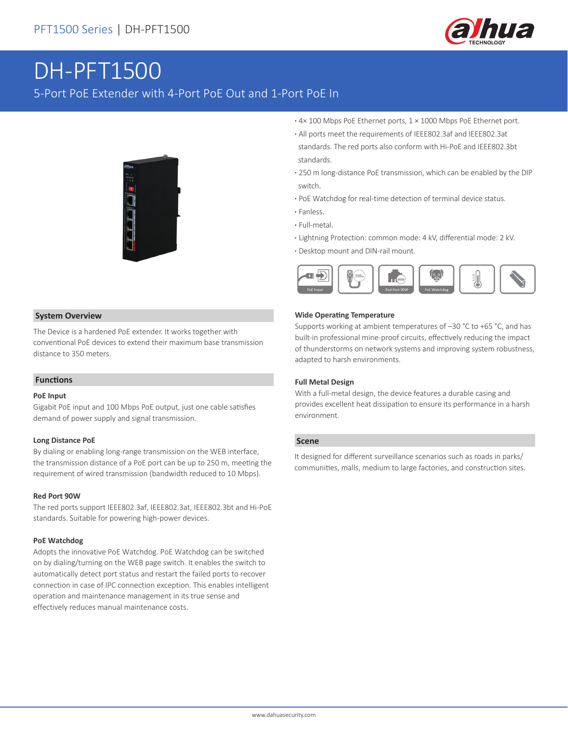PFT1500 Series | DH-PFT1500

# DH-PFT1500

5-Port PoE Extender with 4-Port PoE Out and 1-Port PoE In

- 4× 100 Mbps PoE Ethernet ports, 1 × 1000 Mbps PoE Ethernet port.
- All ports meet the requirements of IEEE802.3af and IEEE802.3at standards. The red ports also conform with Hi-PoE and IEEE802.3bt standards.
- 250 m long-distance PoE transmission, which can be enabled by the DIP switch.
- PoE Watchdog for real-time detection of terminal device status.
- Fanless.
- Full-metal.
- Lightning Protection: common mode: 4 kV, differential mode: 2 kV.
- Desktop mount and DIN-rail mount.

## System Overview

The Device is a hardened PoE extender. It works together with conventional PoE devices to extend their maximum base transmission distance to 350 meters.

## Functions

### PoE Input

Gigabit PoE input and 100 Mbps PoE output, just one cable satisfies demand of power supply and signal transmission.

### Long Distance PoE

By dialing or enabling long-range transmission on the WEB interface, the transmission distance of a PoE port can be up to 250 m, meeting the requirement of wired transmission (bandwidth reduced to 10 Mbps).

### Red Port 90W

The red ports support IEEE802.3af, IEEE802.3at, IEEE802.3bt and Hi-PoE standards. Suitable for powering high-power devices.

### PoE Watchdog

Adopts the innovative PoE Watchdog. PoE Watchdog can be switched on by dialing/turning on the WEB page switch. It enables the switch to automatically detect port status and restart the failed ports to recover connection in case of IPC connection exception. This enables intelligent operation and maintenance management in its true sense and effectively reduces manual maintenance costs.

### Wide Operating Temperature

Supports working at ambient temperatures of –30 °C to +65 °C, and has built-in professional mine-proof circuits, effectively reducing the impact of thunderstorms on network systems and improving system robustness, adapted to harsh environments.

### Full Metal Design

With a full-metal design, the device features a durable casing and provides excellent heat dissipation to ensure its performance in a harsh environment.

## Scene

It designed for different surveillance scenarios such as roads in parks/communities, malls, medium to large factories, and construction sites.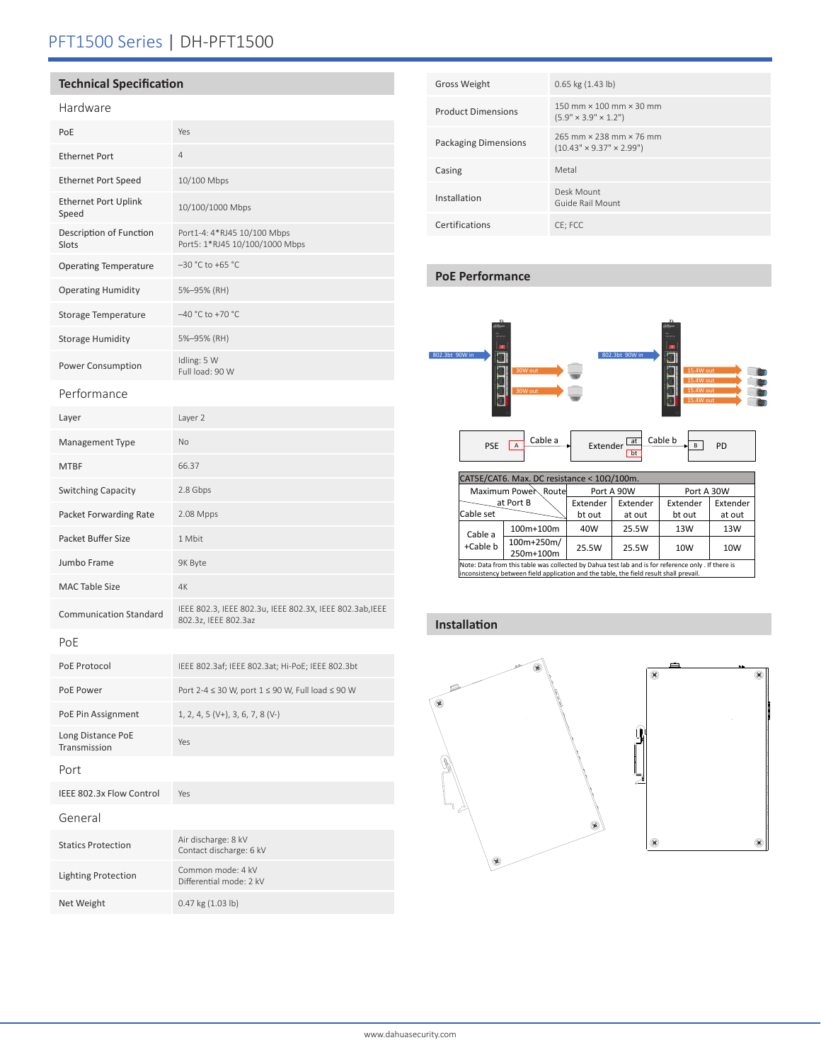# PFT1500 Series | DH-PFT1500

## Technical Specification

### Hardware

| | |
|---|---|
| PoE | Yes |
| Ethernet Port | 4 |
| Ethernet Port Speed | 10/100 Mbps |
| Ethernet Port Uplink Speed | 10/100/1000 Mbps |
| Description of Function Slots | Port1-4: 4*RJ45 10/100 Mbps<br>Port5: 1*RJ45 10/100/1000 Mbps |
| Operating Temperature | –30 °C to +65 °C |
| Operating Humidity | 5%–95% (RH) |
| Storage Temperature | –40 °C to +70 °C |
| Storage Humidity | 5%–95% (RH) |
| Power Consumption | Idling: 5 W<br>Full load: 90 W |

### Performance

| | |
|---|---|
| Layer | Layer 2 |
| Management Type | No |
| MTBF | 66.37 |
| Switching Capacity | 2.8 Gbps |
| Packet Forwarding Rate | 2.08 Mpps |
| Packet Buffer Size | 1 Mbit |
| Jumbo Frame | 9K Byte |
| MAC Table Size | 4K |
| Communication Standard | IEEE 802.3, IEEE 802.3u, IEEE 802.3X, IEEE 802.3ab,IEEE 802.3z, IEEE 802.3az |

### PoE

| | |
|---|---|
| PoE Protocol | IEEE 802.3af; IEEE 802.3at; Hi-PoE; IEEE 802.3bt |
| PoE Power | Port 2-4 ≤ 30 W, port 1 ≤ 90 W, Full load ≤ 90 W |
| PoE Pin Assignment | 1, 2, 4, 5 (V+), 3, 6, 7, 8 (V-) |
| Long Distance PoE Transmission | Yes |

### Port

| | |
|---|---|
| IEEE 802.3x Flow Control | Yes |

### General

| | |
|---|---|
| Statics Protection | Air discharge: 8 kV<br>Contact discharge: 6 kV |
| Lighting Protection | Common mode: 4 kV<br>Differential mode: 2 kV |
| Net Weight | 0.47 kg (1.03 lb) |
| Gross Weight | 0.65 kg (1.43 lb) |
| Product Dimensions | 150 mm × 100 mm × 30 mm<br>(5.9" × 3.9" × 1.2") |
| Packaging Dimensions | 265 mm × 238 mm × 76 mm<br>(10.43" × 9.37" × 2.99") |
| Casing | Metal |
| Installation | Desk Mount<br>Guide Rail Mount |
| Certifications | CE; FCC |

## PoE Performance

802.3bt 90W in → 30W out, 30W out

802.3bt 90W in → 15.4W out, 15.4W out, 15.4W out, 15.4W out

PSE [A] — Cable a → [at] Extender [bt] — Cable b → [B] PD

CAT5E/CAT6. Max. DC resistance < 10Ω/100m.

| Maximum Power Route at Port B / Cable set | | Port A 90W | | Port A 30W | |
|---|---|---|---|---|---|
| | | Extender bt out | Extender at out | Extender bt out | Extender at out |
| Cable a +Cable b | 100m+100m | 40W | 25.5W | 13W | 13W |
| | 100m+250m/ 250m+100m | 25.5W | 25.5W | 10W | 10W |

Note: Data from this table was collected by Dahua test lab and is for reference only . If there is inconsistency between field application and the table, the field result shall prevail.

## Installation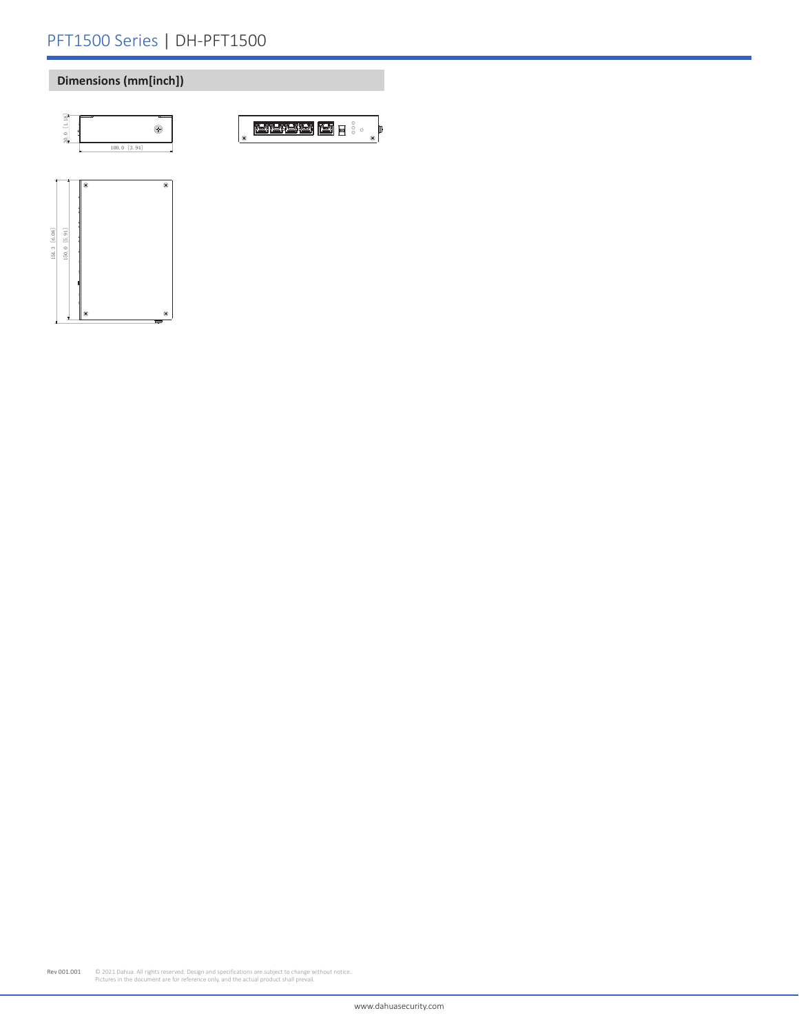## Dimensions (mm[inch])

30.0 [1.18]

100.0 [3.94]

154.3 [6.08]

150.0 [5.91]

Rev 001.001

© 2021 Dahua. All rights reserved. Design and specifications are subject to change without notice.
Pictures in the document are for reference only, and the actual product shall prevail.

www.dahuasecurity.com